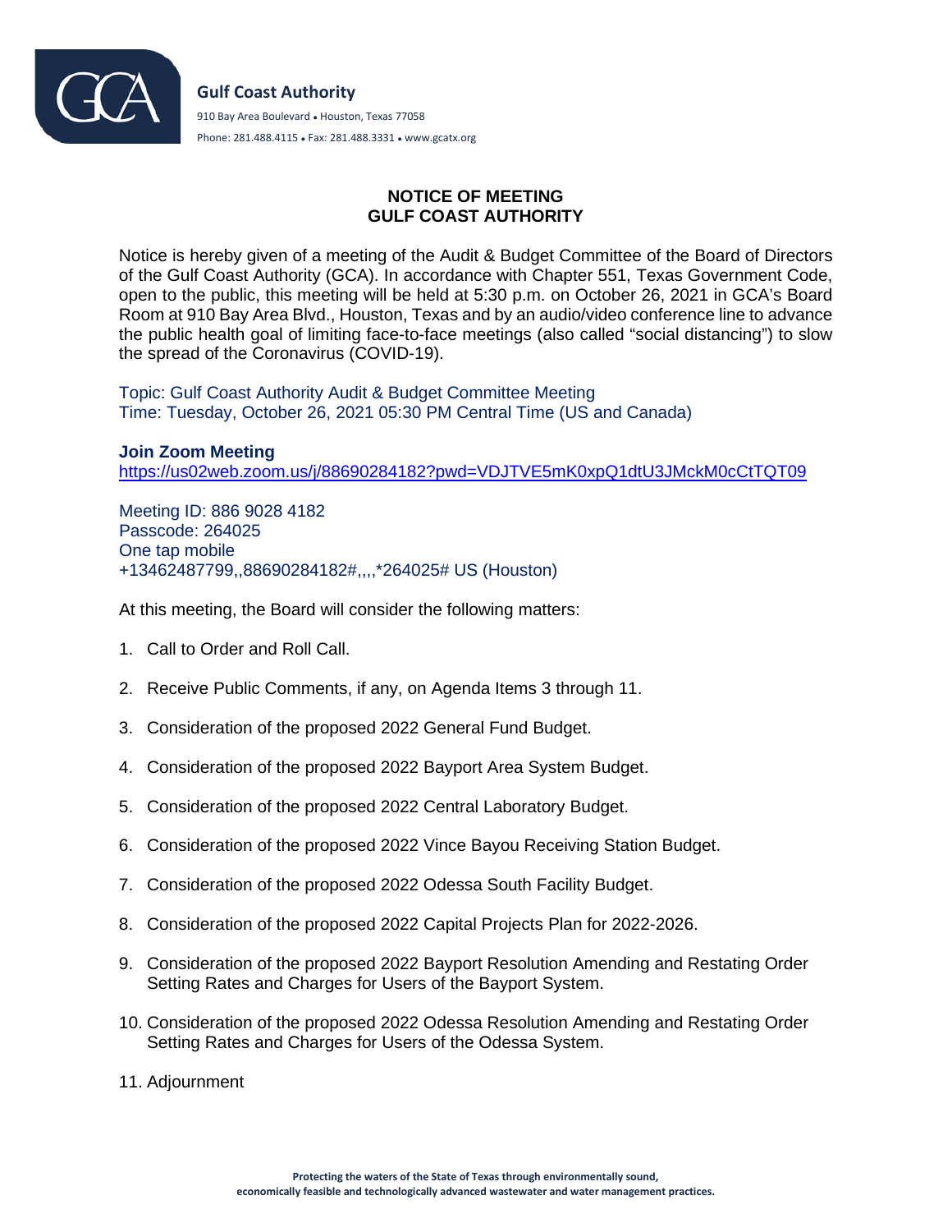**Gulf Coast Authority**

910 Bay Area Boulevard • Houston, Texas 77058

Phone: 281.488.4115 • Fax: 281.488.3331 • www.gcatx.org

# NOTICE OF MEETING
# GULF COAST AUTHORITY

Notice is hereby given of a meeting of the Audit & Budget Committee of the Board of Directors of the Gulf Coast Authority (GCA). In accordance with Chapter 551, Texas Government Code, open to the public, this meeting will be held at 5:30 p.m. on October 26, 2021 in GCA's Board Room at 910 Bay Area Blvd., Houston, Texas and by an audio/video conference line to advance the public health goal of limiting face-to-face meetings (also called "social distancing") to slow the spread of the Coronavirus (COVID-19).

Topic: Gulf Coast Authority Audit & Budget Committee Meeting
Time: Tuesday, October 26, 2021 05:30 PM Central Time (US and Canada)

**Join Zoom Meeting**
https://us02web.zoom.us/j/88690284182?pwd=VDJTVE5mK0xpQ1dtU3JMckM0cCtTQT09

Meeting ID: 886 9028 4182
Passcode: 264025
One tap mobile
+13462487799,,88690284182#,,,,*264025# US (Houston)

At this meeting, the Board will consider the following matters:

1. Call to Order and Roll Call.
2. Receive Public Comments, if any, on Agenda Items 3 through 11.
3. Consideration of the proposed 2022 General Fund Budget.
4. Consideration of the proposed 2022 Bayport Area System Budget.
5. Consideration of the proposed 2022 Central Laboratory Budget.
6. Consideration of the proposed 2022 Vince Bayou Receiving Station Budget.
7. Consideration of the proposed 2022 Odessa South Facility Budget.
8. Consideration of the proposed 2022 Capital Projects Plan for 2022-2026.
9. Consideration of the proposed 2022 Bayport Resolution Amending and Restating Order Setting Rates and Charges for Users of the Bayport System.
10. Consideration of the proposed 2022 Odessa Resolution Amending and Restating Order Setting Rates and Charges for Users of the Odessa System.
11. Adjournment

**Protecting the waters of the State of Texas through environmentally sound, economically feasible and technologically advanced wastewater and water management practices.**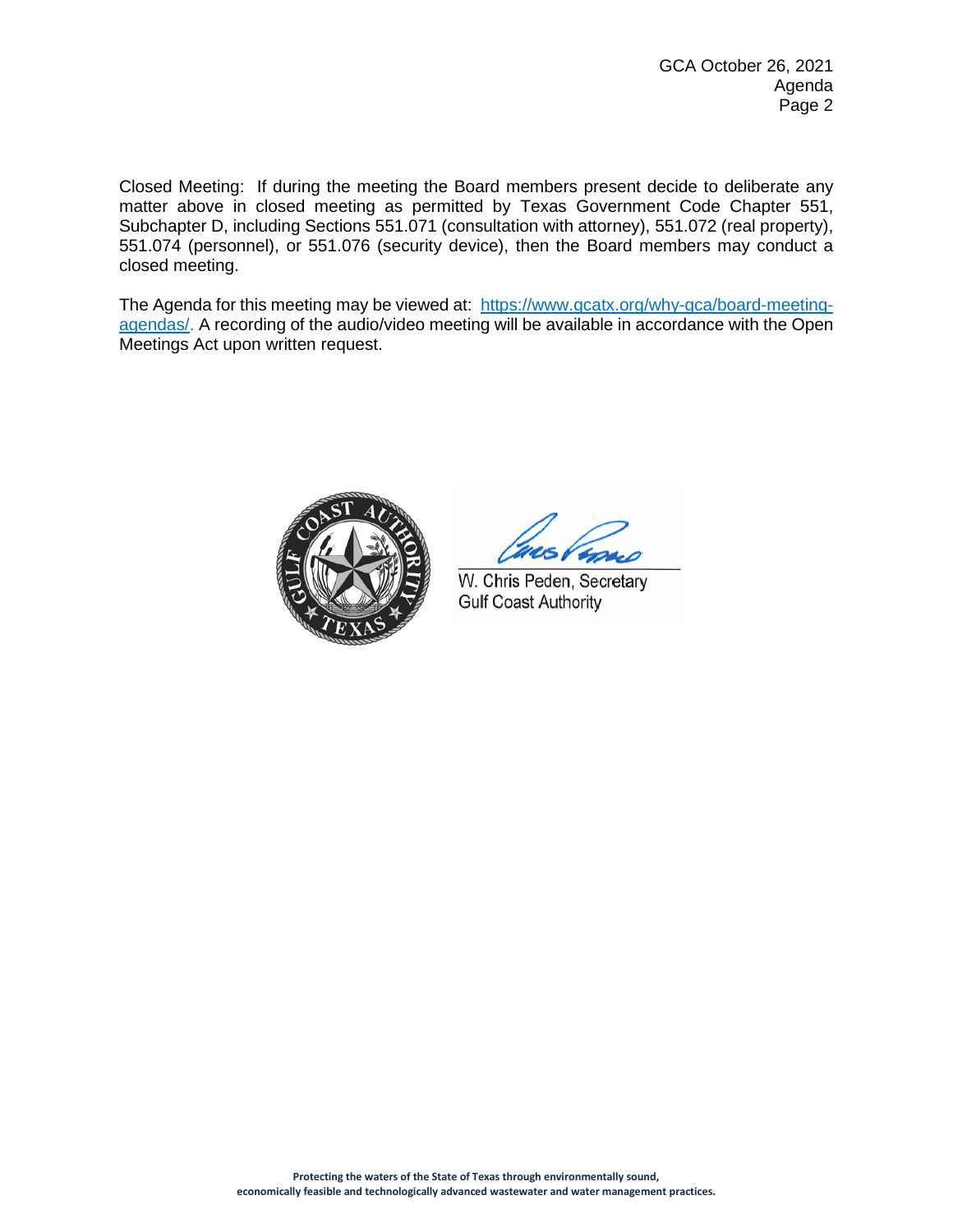Closed Meeting: If during the meeting the Board members present decide to deliberate any matter above in closed meeting as permitted by Texas Government Code Chapter 551, Subchapter D, including Sections 551.071 (consultation with attorney), 551.072 (real property), 551.074 (personnel), or 551.076 (security device), then the Board members may conduct a closed meeting.

The Agenda for this meeting may be viewed at: [https://www.gcatx.org/why-gca/board-meeting-agendas/](https://www.gcatx.org/why-gca/board-meeting-agendas/). A recording of the audio/video meeting will be available in accordance with the Open Meetings Act upon written request.

W. Chris Peden, Secretary
Gulf Coast Authority

**Protecting the waters of the State of Texas through environmentally sound, economically feasible and technologically advanced wastewater and water management practices.**